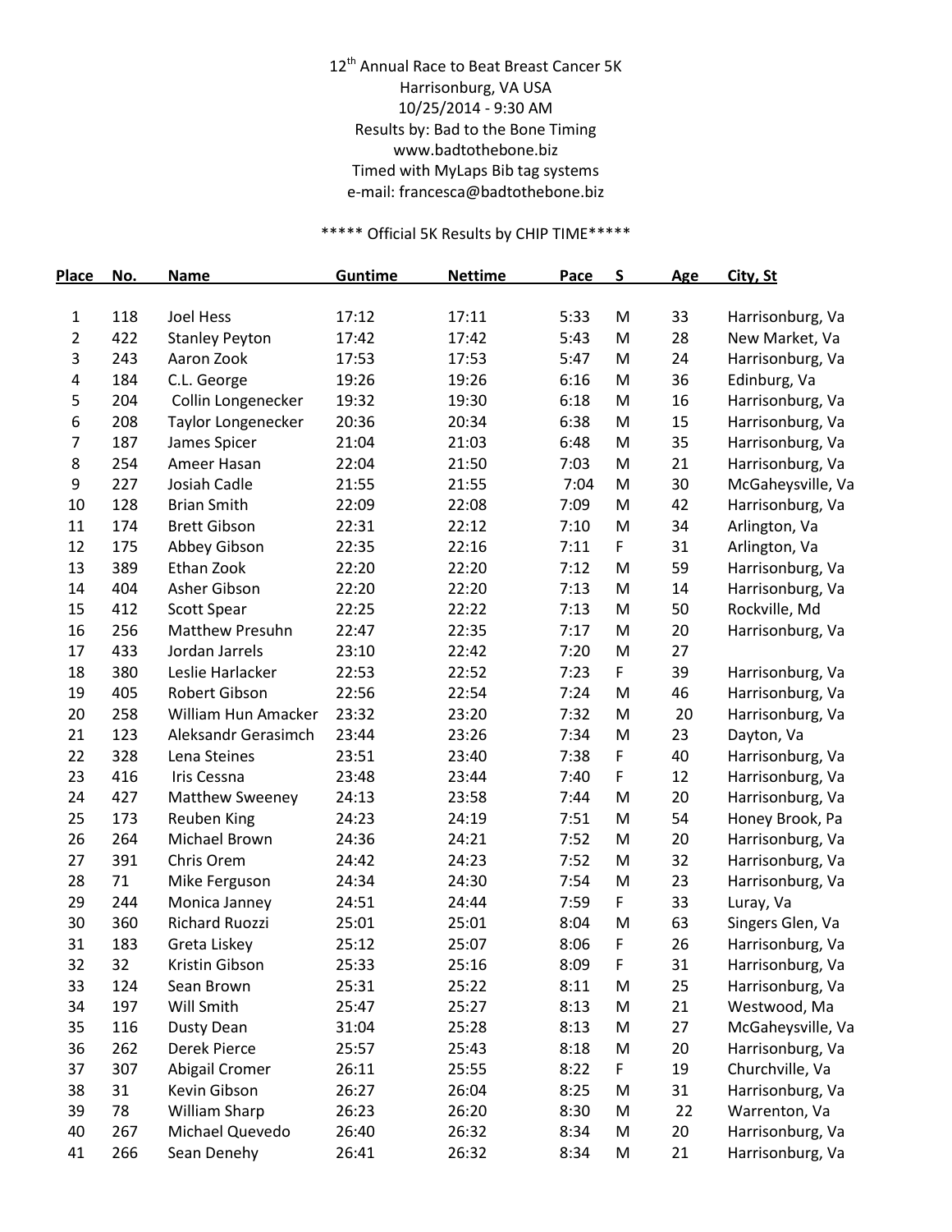12th Annual Race to Beat Breast Cancer 5K
Harrisonburg, VA USA
10/25/2014 - 9:30 AM
Results by: Bad to the Bone Timing
www.badtothebone.biz
Timed with MyLaps Bib tag systems
e-mail: francesca@badtothebone.biz

***** Official 5K Results by CHIP TIME*****

| Place | No. | Name | Guntime | Nettime | Pace | S | Age | City, St |
|---|---|---|---|---|---|---|---|---|
| 1 | 118 | Joel Hess | 17:12 | 17:11 | 5:33 | M | 33 | Harrisonburg, Va |
| 2 | 422 | Stanley Peyton | 17:42 | 17:42 | 5:43 | M | 28 | New Market, Va |
| 3 | 243 | Aaron Zook | 17:53 | 17:53 | 5:47 | M | 24 | Harrisonburg, Va |
| 4 | 184 | C.L. George | 19:26 | 19:26 | 6:16 | M | 36 | Edinburg, Va |
| 5 | 204 | Collin Longenecker | 19:32 | 19:30 | 6:18 | M | 16 | Harrisonburg, Va |
| 6 | 208 | Taylor Longenecker | 20:36 | 20:34 | 6:38 | M | 15 | Harrisonburg, Va |
| 7 | 187 | James Spicer | 21:04 | 21:03 | 6:48 | M | 35 | Harrisonburg, Va |
| 8 | 254 | Ameer Hasan | 22:04 | 21:50 | 7:03 | M | 21 | Harrisonburg, Va |
| 9 | 227 | Josiah Cadle | 21:55 | 21:55 | 7:04 | M | 30 | McGaheysville, Va |
| 10 | 128 | Brian Smith | 22:09 | 22:08 | 7:09 | M | 42 | Harrisonburg, Va |
| 11 | 174 | Brett Gibson | 22:31 | 22:12 | 7:10 | M | 34 | Arlington, Va |
| 12 | 175 | Abbey Gibson | 22:35 | 22:16 | 7:11 | F | 31 | Arlington, Va |
| 13 | 389 | Ethan Zook | 22:20 | 22:20 | 7:12 | M | 59 | Harrisonburg, Va |
| 14 | 404 | Asher Gibson | 22:20 | 22:20 | 7:13 | M | 14 | Harrisonburg, Va |
| 15 | 412 | Scott Spear | 22:25 | 22:22 | 7:13 | M | 50 | Rockville, Md |
| 16 | 256 | Matthew Presuhn | 22:47 | 22:35 | 7:17 | M | 20 | Harrisonburg, Va |
| 17 | 433 | Jordan Jarrels | 23:10 | 22:42 | 7:20 | M | 27 | |
| 18 | 380 | Leslie Harlacker | 22:53 | 22:52 | 7:23 | F | 39 | Harrisonburg, Va |
| 19 | 405 | Robert Gibson | 22:56 | 22:54 | 7:24 | M | 46 | Harrisonburg, Va |
| 20 | 258 | William Hun Amacker | 23:32 | 23:20 | 7:32 | M | 20 | Harrisonburg, Va |
| 21 | 123 | Aleksandr Gerasimch | 23:44 | 23:26 | 7:34 | M | 23 | Dayton, Va |
| 22 | 328 | Lena Steines | 23:51 | 23:40 | 7:38 | F | 40 | Harrisonburg, Va |
| 23 | 416 | Iris Cessna | 23:48 | 23:44 | 7:40 | F | 12 | Harrisonburg, Va |
| 24 | 427 | Matthew Sweeney | 24:13 | 23:58 | 7:44 | M | 20 | Harrisonburg, Va |
| 25 | 173 | Reuben King | 24:23 | 24:19 | 7:51 | M | 54 | Honey Brook, Pa |
| 26 | 264 | Michael Brown | 24:36 | 24:21 | 7:52 | M | 20 | Harrisonburg, Va |
| 27 | 391 | Chris Orem | 24:42 | 24:23 | 7:52 | M | 32 | Harrisonburg, Va |
| 28 | 71 | Mike Ferguson | 24:34 | 24:30 | 7:54 | M | 23 | Harrisonburg, Va |
| 29 | 244 | Monica Janney | 24:51 | 24:44 | 7:59 | F | 33 | Luray, Va |
| 30 | 360 | Richard Ruozzi | 25:01 | 25:01 | 8:04 | M | 63 | Singers Glen, Va |
| 31 | 183 | Greta Liskey | 25:12 | 25:07 | 8:06 | F | 26 | Harrisonburg, Va |
| 32 | 32 | Kristin Gibson | 25:33 | 25:16 | 8:09 | F | 31 | Harrisonburg, Va |
| 33 | 124 | Sean Brown | 25:31 | 25:22 | 8:11 | M | 25 | Harrisonburg, Va |
| 34 | 197 | Will Smith | 25:47 | 25:27 | 8:13 | M | 21 | Westwood, Ma |
| 35 | 116 | Dusty Dean | 31:04 | 25:28 | 8:13 | M | 27 | McGaheysville, Va |
| 36 | 262 | Derek Pierce | 25:57 | 25:43 | 8:18 | M | 20 | Harrisonburg, Va |
| 37 | 307 | Abigail Cromer | 26:11 | 25:55 | 8:22 | F | 19 | Churchville, Va |
| 38 | 31 | Kevin Gibson | 26:27 | 26:04 | 8:25 | M | 31 | Harrisonburg, Va |
| 39 | 78 | William Sharp | 26:23 | 26:20 | 8:30 | M | 22 | Warrenton, Va |
| 40 | 267 | Michael Quevedo | 26:40 | 26:32 | 8:34 | M | 20 | Harrisonburg, Va |
| 41 | 266 | Sean Denehy | 26:41 | 26:32 | 8:34 | M | 21 | Harrisonburg, Va |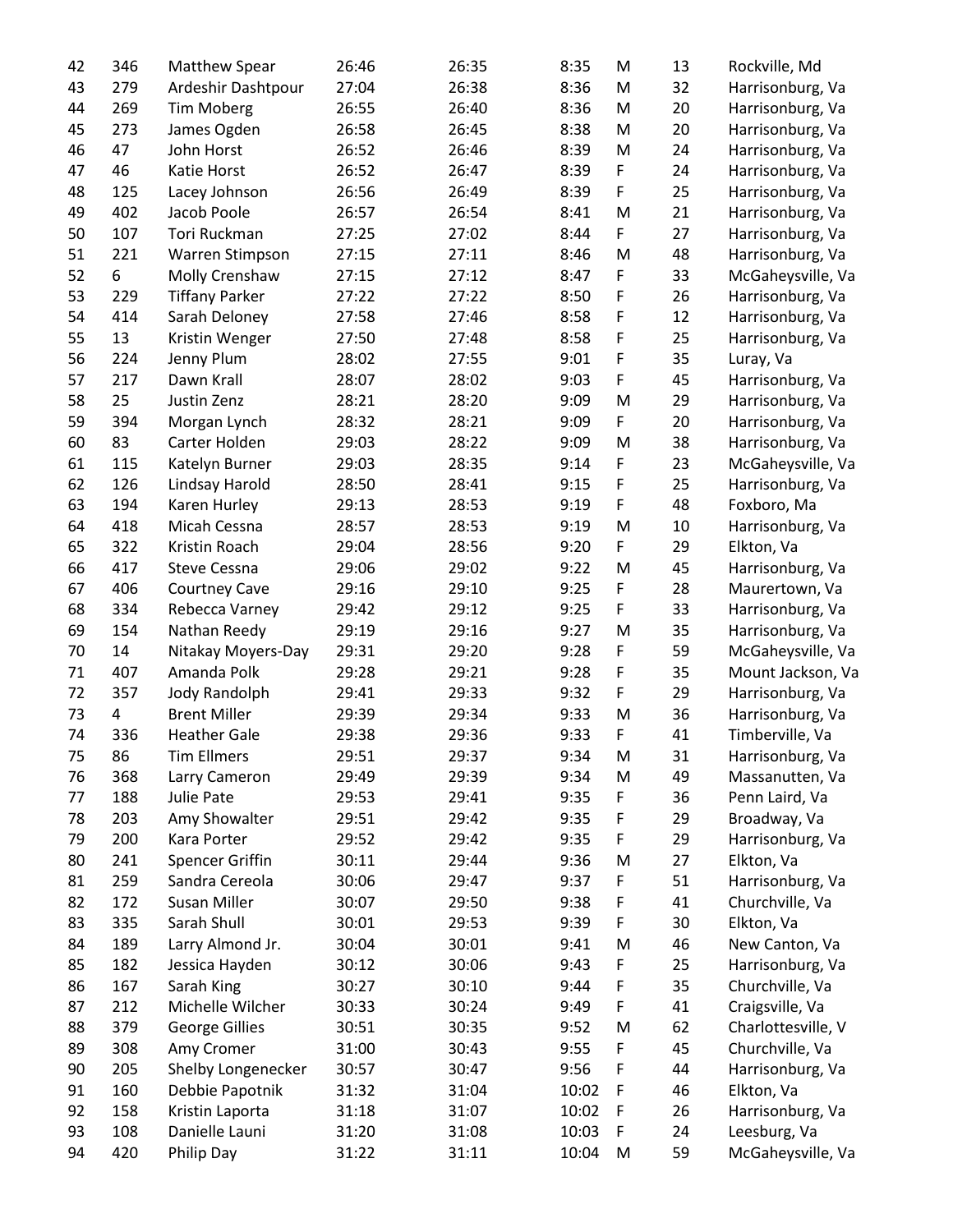| | | | | | | | | |
|---|---|---|---|---|---|---|---|---|
| 42 | 346 | Matthew Spear | 26:46 | 26:35 | 8:35 | M | 13 | Rockville, Md |
| 43 | 279 | Ardeshir Dashtpour | 27:04 | 26:38 | 8:36 | M | 32 | Harrisonburg, Va |
| 44 | 269 | Tim Moberg | 26:55 | 26:40 | 8:36 | M | 20 | Harrisonburg, Va |
| 45 | 273 | James Ogden | 26:58 | 26:45 | 8:38 | M | 20 | Harrisonburg, Va |
| 46 | 47 | John Horst | 26:52 | 26:46 | 8:39 | M | 24 | Harrisonburg, Va |
| 47 | 46 | Katie Horst | 26:52 | 26:47 | 8:39 | F | 24 | Harrisonburg, Va |
| 48 | 125 | Lacey Johnson | 26:56 | 26:49 | 8:39 | F | 25 | Harrisonburg, Va |
| 49 | 402 | Jacob Poole | 26:57 | 26:54 | 8:41 | M | 21 | Harrisonburg, Va |
| 50 | 107 | Tori Ruckman | 27:25 | 27:02 | 8:44 | F | 27 | Harrisonburg, Va |
| 51 | 221 | Warren Stimpson | 27:15 | 27:11 | 8:46 | M | 48 | Harrisonburg, Va |
| 52 | 6 | Molly Crenshaw | 27:15 | 27:12 | 8:47 | F | 33 | McGaheysville, Va |
| 53 | 229 | Tiffany Parker | 27:22 | 27:22 | 8:50 | F | 26 | Harrisonburg, Va |
| 54 | 414 | Sarah Deloney | 27:58 | 27:46 | 8:58 | F | 12 | Harrisonburg, Va |
| 55 | 13 | Kristin Wenger | 27:50 | 27:48 | 8:58 | F | 25 | Harrisonburg, Va |
| 56 | 224 | Jenny Plum | 28:02 | 27:55 | 9:01 | F | 35 | Luray, Va |
| 57 | 217 | Dawn Krall | 28:07 | 28:02 | 9:03 | F | 45 | Harrisonburg, Va |
| 58 | 25 | Justin Zenz | 28:21 | 28:20 | 9:09 | M | 29 | Harrisonburg, Va |
| 59 | 394 | Morgan Lynch | 28:32 | 28:21 | 9:09 | F | 20 | Harrisonburg, Va |
| 60 | 83 | Carter Holden | 29:03 | 28:22 | 9:09 | M | 38 | Harrisonburg, Va |
| 61 | 115 | Katelyn Burner | 29:03 | 28:35 | 9:14 | F | 23 | McGaheysville, Va |
| 62 | 126 | Lindsay Harold | 28:50 | 28:41 | 9:15 | F | 25 | Harrisonburg, Va |
| 63 | 194 | Karen Hurley | 29:13 | 28:53 | 9:19 | F | 48 | Foxboro, Ma |
| 64 | 418 | Micah Cessna | 28:57 | 28:53 | 9:19 | M | 10 | Harrisonburg, Va |
| 65 | 322 | Kristin Roach | 29:04 | 28:56 | 9:20 | F | 29 | Elkton, Va |
| 66 | 417 | Steve Cessna | 29:06 | 29:02 | 9:22 | M | 45 | Harrisonburg, Va |
| 67 | 406 | Courtney Cave | 29:16 | 29:10 | 9:25 | F | 28 | Maurertown, Va |
| 68 | 334 | Rebecca Varney | 29:42 | 29:12 | 9:25 | F | 33 | Harrisonburg, Va |
| 69 | 154 | Nathan Reedy | 29:19 | 29:16 | 9:27 | M | 35 | Harrisonburg, Va |
| 70 | 14 | Nitakay Moyers-Day | 29:31 | 29:20 | 9:28 | F | 59 | McGaheysville, Va |
| 71 | 407 | Amanda Polk | 29:28 | 29:21 | 9:28 | F | 35 | Mount Jackson, Va |
| 72 | 357 | Jody Randolph | 29:41 | 29:33 | 9:32 | F | 29 | Harrisonburg, Va |
| 73 | 4 | Brent Miller | 29:39 | 29:34 | 9:33 | M | 36 | Harrisonburg, Va |
| 74 | 336 | Heather Gale | 29:38 | 29:36 | 9:33 | F | 41 | Timberville, Va |
| 75 | 86 | Tim Ellmers | 29:51 | 29:37 | 9:34 | M | 31 | Harrisonburg, Va |
| 76 | 368 | Larry Cameron | 29:49 | 29:39 | 9:34 | M | 49 | Massanutten, Va |
| 77 | 188 | Julie Pate | 29:53 | 29:41 | 9:35 | F | 36 | Penn Laird, Va |
| 78 | 203 | Amy Showalter | 29:51 | 29:42 | 9:35 | F | 29 | Broadway, Va |
| 79 | 200 | Kara Porter | 29:52 | 29:42 | 9:35 | F | 29 | Harrisonburg, Va |
| 80 | 241 | Spencer Griffin | 30:11 | 29:44 | 9:36 | M | 27 | Elkton, Va |
| 81 | 259 | Sandra Cereola | 30:06 | 29:47 | 9:37 | F | 51 | Harrisonburg, Va |
| 82 | 172 | Susan Miller | 30:07 | 29:50 | 9:38 | F | 41 | Churchville, Va |
| 83 | 335 | Sarah Shull | 30:01 | 29:53 | 9:39 | F | 30 | Elkton, Va |
| 84 | 189 | Larry Almond Jr. | 30:04 | 30:01 | 9:41 | M | 46 | New Canton, Va |
| 85 | 182 | Jessica Hayden | 30:12 | 30:06 | 9:43 | F | 25 | Harrisonburg, Va |
| 86 | 167 | Sarah King | 30:27 | 30:10 | 9:44 | F | 35 | Churchville, Va |
| 87 | 212 | Michelle Wilcher | 30:33 | 30:24 | 9:49 | F | 41 | Craigsville, Va |
| 88 | 379 | George Gillies | 30:51 | 30:35 | 9:52 | M | 62 | Charlottesville, V |
| 89 | 308 | Amy Cromer | 31:00 | 30:43 | 9:55 | F | 45 | Churchville, Va |
| 90 | 205 | Shelby Longenecker | 30:57 | 30:47 | 9:56 | F | 44 | Harrisonburg, Va |
| 91 | 160 | Debbie Papotnik | 31:32 | 31:04 | 10:02 | F | 46 | Elkton, Va |
| 92 | 158 | Kristin Laporta | 31:18 | 31:07 | 10:02 | F | 26 | Harrisonburg, Va |
| 93 | 108 | Danielle Launi | 31:20 | 31:08 | 10:03 | F | 24 | Leesburg, Va |
| 94 | 420 | Philip Day | 31:22 | 31:11 | 10:04 | M | 59 | McGaheysville, Va |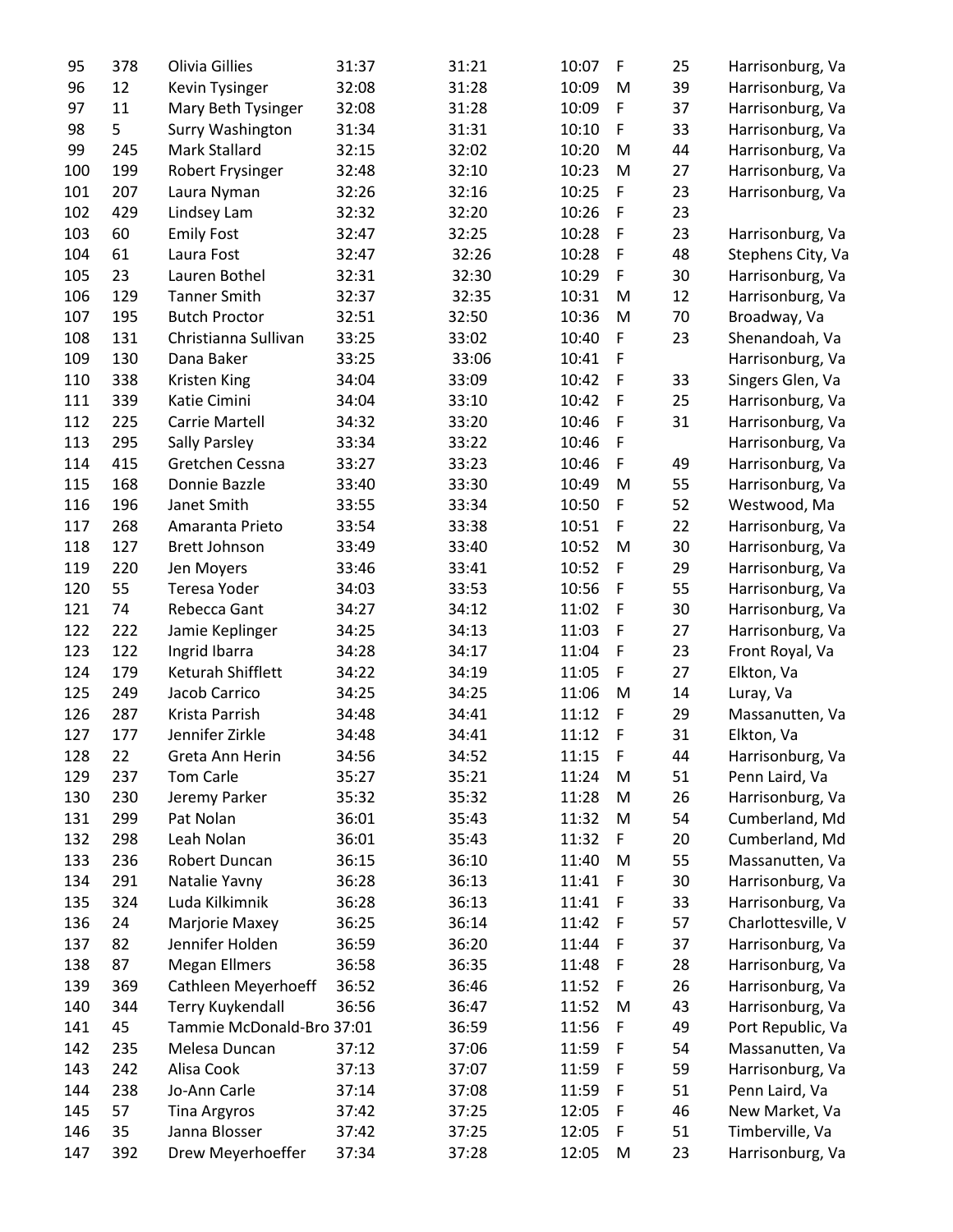| | | | | | | | | |
|---|---|---|---|---|---|---|---|---|
| 95 | 378 | Olivia Gillies | 31:37 | 31:21 | 10:07 | F | 25 | Harrisonburg, Va |
| 96 | 12 | Kevin Tysinger | 32:08 | 31:28 | 10:09 | M | 39 | Harrisonburg, Va |
| 97 | 11 | Mary Beth Tysinger | 32:08 | 31:28 | 10:09 | F | 37 | Harrisonburg, Va |
| 98 | 5 | Surry Washington | 31:34 | 31:31 | 10:10 | F | 33 | Harrisonburg, Va |
| 99 | 245 | Mark Stallard | 32:15 | 32:02 | 10:20 | M | 44 | Harrisonburg, Va |
| 100 | 199 | Robert Frysinger | 32:48 | 32:10 | 10:23 | M | 27 | Harrisonburg, Va |
| 101 | 207 | Laura Nyman | 32:26 | 32:16 | 10:25 | F | 23 | Harrisonburg, Va |
| 102 | 429 | Lindsey Lam | 32:32 | 32:20 | 10:26 | F | 23 | |
| 103 | 60 | Emily Fost | 32:47 | 32:25 | 10:28 | F | 23 | Harrisonburg, Va |
| 104 | 61 | Laura Fost | 32:47 | 32:26 | 10:28 | F | 48 | Stephens City, Va |
| 105 | 23 | Lauren Bothel | 32:31 | 32:30 | 10:29 | F | 30 | Harrisonburg, Va |
| 106 | 129 | Tanner Smith | 32:37 | 32:35 | 10:31 | M | 12 | Harrisonburg, Va |
| 107 | 195 | Butch Proctor | 32:51 | 32:50 | 10:36 | M | 70 | Broadway, Va |
| 108 | 131 | Christianna Sullivan | 33:25 | 33:02 | 10:40 | F | 23 | Shenandoah, Va |
| 109 | 130 | Dana Baker | 33:25 | 33:06 | 10:41 | F | | Harrisonburg, Va |
| 110 | 338 | Kristen King | 34:04 | 33:09 | 10:42 | F | 33 | Singers Glen, Va |
| 111 | 339 | Katie Cimini | 34:04 | 33:10 | 10:42 | F | 25 | Harrisonburg, Va |
| 112 | 225 | Carrie Martell | 34:32 | 33:20 | 10:46 | F | 31 | Harrisonburg, Va |
| 113 | 295 | Sally Parsley | 33:34 | 33:22 | 10:46 | F | | Harrisonburg, Va |
| 114 | 415 | Gretchen Cessna | 33:27 | 33:23 | 10:46 | F | 49 | Harrisonburg, Va |
| 115 | 168 | Donnie Bazzle | 33:40 | 33:30 | 10:49 | M | 55 | Harrisonburg, Va |
| 116 | 196 | Janet Smith | 33:55 | 33:34 | 10:50 | F | 52 | Westwood, Ma |
| 117 | 268 | Amaranta Prieto | 33:54 | 33:38 | 10:51 | F | 22 | Harrisonburg, Va |
| 118 | 127 | Brett Johnson | 33:49 | 33:40 | 10:52 | M | 30 | Harrisonburg, Va |
| 119 | 220 | Jen Moyers | 33:46 | 33:41 | 10:52 | F | 29 | Harrisonburg, Va |
| 120 | 55 | Teresa Yoder | 34:03 | 33:53 | 10:56 | F | 55 | Harrisonburg, Va |
| 121 | 74 | Rebecca Gant | 34:27 | 34:12 | 11:02 | F | 30 | Harrisonburg, Va |
| 122 | 222 | Jamie Keplinger | 34:25 | 34:13 | 11:03 | F | 27 | Harrisonburg, Va |
| 123 | 122 | Ingrid Ibarra | 34:28 | 34:17 | 11:04 | F | 23 | Front Royal, Va |
| 124 | 179 | Keturah Shifflett | 34:22 | 34:19 | 11:05 | F | 27 | Elkton, Va |
| 125 | 249 | Jacob Carrico | 34:25 | 34:25 | 11:06 | M | 14 | Luray, Va |
| 126 | 287 | Krista Parrish | 34:48 | 34:41 | 11:12 | F | 29 | Massanutten, Va |
| 127 | 177 | Jennifer Zirkle | 34:48 | 34:41 | 11:12 | F | 31 | Elkton, Va |
| 128 | 22 | Greta Ann Herin | 34:56 | 34:52 | 11:15 | F | 44 | Harrisonburg, Va |
| 129 | 237 | Tom Carle | 35:27 | 35:21 | 11:24 | M | 51 | Penn Laird, Va |
| 130 | 230 | Jeremy Parker | 35:32 | 35:32 | 11:28 | M | 26 | Harrisonburg, Va |
| 131 | 299 | Pat Nolan | 36:01 | 35:43 | 11:32 | M | 54 | Cumberland, Md |
| 132 | 298 | Leah Nolan | 36:01 | 35:43 | 11:32 | F | 20 | Cumberland, Md |
| 133 | 236 | Robert Duncan | 36:15 | 36:10 | 11:40 | M | 55 | Massanutten, Va |
| 134 | 291 | Natalie Yavny | 36:28 | 36:13 | 11:41 | F | 30 | Harrisonburg, Va |
| 135 | 324 | Luda Kilkimnik | 36:28 | 36:13 | 11:41 | F | 33 | Harrisonburg, Va |
| 136 | 24 | Marjorie Maxey | 36:25 | 36:14 | 11:42 | F | 57 | Charlottesville, V |
| 137 | 82 | Jennifer Holden | 36:59 | 36:20 | 11:44 | F | 37 | Harrisonburg, Va |
| 138 | 87 | Megan Ellmers | 36:58 | 36:35 | 11:48 | F | 28 | Harrisonburg, Va |
| 139 | 369 | Cathleen Meyerhoeff | 36:52 | 36:46 | 11:52 | F | 26 | Harrisonburg, Va |
| 140 | 344 | Terry Kuykendall | 36:56 | 36:47 | 11:52 | M | 43 | Harrisonburg, Va |
| 141 | 45 | Tammie McDonald-Bro | 37:01 | 36:59 | 11:56 | F | 49 | Port Republic, Va |
| 142 | 235 | Melesa Duncan | 37:12 | 37:06 | 11:59 | F | 54 | Massanutten, Va |
| 143 | 242 | Alisa Cook | 37:13 | 37:07 | 11:59 | F | 59 | Harrisonburg, Va |
| 144 | 238 | Jo-Ann Carle | 37:14 | 37:08 | 11:59 | F | 51 | Penn Laird, Va |
| 145 | 57 | Tina Argyros | 37:42 | 37:25 | 12:05 | F | 46 | New Market, Va |
| 146 | 35 | Janna Blosser | 37:42 | 37:25 | 12:05 | F | 51 | Timberville, Va |
| 147 | 392 | Drew Meyerhoeffer | 37:34 | 37:28 | 12:05 | M | 23 | Harrisonburg, Va |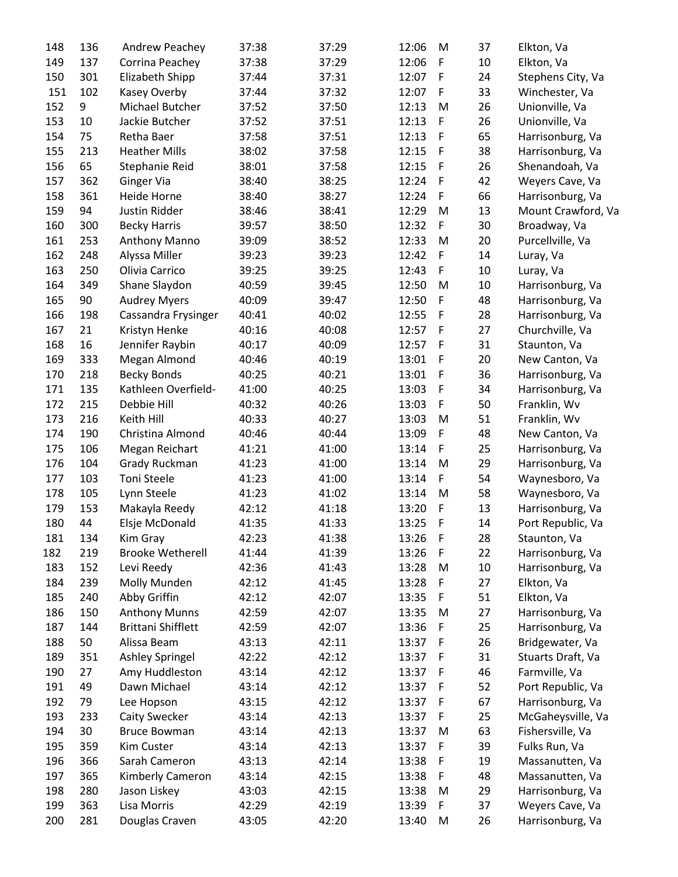| | | | | | | | | |
|---|---|---|---|---|---|---|---|---|
| 148 | 136 | Andrew Peachey | 37:38 | 37:29 | 12:06 | M | 37 | Elkton, Va |
| 149 | 137 | Corrina Peachey | 37:38 | 37:29 | 12:06 | F | 10 | Elkton, Va |
| 150 | 301 | Elizabeth Shipp | 37:44 | 37:31 | 12:07 | F | 24 | Stephens City, Va |
| 151 | 102 | Kasey Overby | 37:44 | 37:32 | 12:07 | F | 33 | Winchester, Va |
| 152 | 9 | Michael Butcher | 37:52 | 37:50 | 12:13 | M | 26 | Unionville, Va |
| 153 | 10 | Jackie Butcher | 37:52 | 37:51 | 12:13 | F | 26 | Unionville, Va |
| 154 | 75 | Retha Baer | 37:58 | 37:51 | 12:13 | F | 65 | Harrisonburg, Va |
| 155 | 213 | Heather Mills | 38:02 | 37:58 | 12:15 | F | 38 | Harrisonburg, Va |
| 156 | 65 | Stephanie Reid | 38:01 | 37:58 | 12:15 | F | 26 | Shenandoah, Va |
| 157 | 362 | Ginger Via | 38:40 | 38:25 | 12:24 | F | 42 | Weyers Cave, Va |
| 158 | 361 | Heide Horne | 38:40 | 38:27 | 12:24 | F | 66 | Harrisonburg, Va |
| 159 | 94 | Justin Ridder | 38:46 | 38:41 | 12:29 | M | 13 | Mount Crawford, Va |
| 160 | 300 | Becky Harris | 39:57 | 38:50 | 12:32 | F | 30 | Broadway, Va |
| 161 | 253 | Anthony Manno | 39:09 | 38:52 | 12:33 | M | 20 | Purcellville, Va |
| 162 | 248 | Alyssa Miller | 39:23 | 39:23 | 12:42 | F | 14 | Luray, Va |
| 163 | 250 | Olivia Carrico | 39:25 | 39:25 | 12:43 | F | 10 | Luray, Va |
| 164 | 349 | Shane Slaydon | 40:59 | 39:45 | 12:50 | M | 10 | Harrisonburg, Va |
| 165 | 90 | Audrey Myers | 40:09 | 39:47 | 12:50 | F | 48 | Harrisonburg, Va |
| 166 | 198 | Cassandra Frysinger | 40:41 | 40:02 | 12:55 | F | 28 | Harrisonburg, Va |
| 167 | 21 | Kristyn Henke | 40:16 | 40:08 | 12:57 | F | 27 | Churchville, Va |
| 168 | 16 | Jennifer Raybin | 40:17 | 40:09 | 12:57 | F | 31 | Staunton, Va |
| 169 | 333 | Megan Almond | 40:46 | 40:19 | 13:01 | F | 20 | New Canton, Va |
| 170 | 218 | Becky Bonds | 40:25 | 40:21 | 13:01 | F | 36 | Harrisonburg, Va |
| 171 | 135 | Kathleen Overfield- | 41:00 | 40:25 | 13:03 | F | 34 | Harrisonburg, Va |
| 172 | 215 | Debbie Hill | 40:32 | 40:26 | 13:03 | F | 50 | Franklin, Wv |
| 173 | 216 | Keith Hill | 40:33 | 40:27 | 13:03 | M | 51 | Franklin, Wv |
| 174 | 190 | Christina Almond | 40:46 | 40:44 | 13:09 | F | 48 | New Canton, Va |
| 175 | 106 | Megan Reichart | 41:21 | 41:00 | 13:14 | F | 25 | Harrisonburg, Va |
| 176 | 104 | Grady Ruckman | 41:23 | 41:00 | 13:14 | M | 29 | Harrisonburg, Va |
| 177 | 103 | Toni Steele | 41:23 | 41:00 | 13:14 | F | 54 | Waynesboro, Va |
| 178 | 105 | Lynn Steele | 41:23 | 41:02 | 13:14 | M | 58 | Waynesboro, Va |
| 179 | 153 | Makayla Reedy | 42:12 | 41:18 | 13:20 | F | 13 | Harrisonburg, Va |
| 180 | 44 | Elsje McDonald | 41:35 | 41:33 | 13:25 | F | 14 | Port Republic, Va |
| 181 | 134 | Kim Gray | 42:23 | 41:38 | 13:26 | F | 28 | Staunton, Va |
| 182 | 219 | Brooke Wetherell | 41:44 | 41:39 | 13:26 | F | 22 | Harrisonburg, Va |
| 183 | 152 | Levi Reedy | 42:36 | 41:43 | 13:28 | M | 10 | Harrisonburg, Va |
| 184 | 239 | Molly Munden | 42:12 | 41:45 | 13:28 | F | 27 | Elkton, Va |
| 185 | 240 | Abby Griffin | 42:12 | 42:07 | 13:35 | F | 51 | Elkton, Va |
| 186 | 150 | Anthony Munns | 42:59 | 42:07 | 13:35 | M | 27 | Harrisonburg, Va |
| 187 | 144 | Brittani Shifflett | 42:59 | 42:07 | 13:36 | F | 25 | Harrisonburg, Va |
| 188 | 50 | Alissa Beam | 43:13 | 42:11 | 13:37 | F | 26 | Bridgewater, Va |
| 189 | 351 | Ashley Springel | 42:22 | 42:12 | 13:37 | F | 31 | Stuarts Draft, Va |
| 190 | 27 | Amy Huddleston | 43:14 | 42:12 | 13:37 | F | 46 | Farmville, Va |
| 191 | 49 | Dawn Michael | 43:14 | 42:12 | 13:37 | F | 52 | Port Republic, Va |
| 192 | 79 | Lee Hopson | 43:15 | 42:12 | 13:37 | F | 67 | Harrisonburg, Va |
| 193 | 233 | Caity Swecker | 43:14 | 42:13 | 13:37 | F | 25 | McGaheysville, Va |
| 194 | 30 | Bruce Bowman | 43:14 | 42:13 | 13:37 | M | 63 | Fishersville, Va |
| 195 | 359 | Kim Custer | 43:14 | 42:13 | 13:37 | F | 39 | Fulks Run, Va |
| 196 | 366 | Sarah Cameron | 43:13 | 42:14 | 13:38 | F | 19 | Massanutten, Va |
| 197 | 365 | Kimberly Cameron | 43:14 | 42:15 | 13:38 | F | 48 | Massanutten, Va |
| 198 | 280 | Jason Liskey | 43:03 | 42:15 | 13:38 | M | 29 | Harrisonburg, Va |
| 199 | 363 | Lisa Morris | 42:29 | 42:19 | 13:39 | F | 37 | Weyers Cave, Va |
| 200 | 281 | Douglas Craven | 43:05 | 42:20 | 13:40 | M | 26 | Harrisonburg, Va |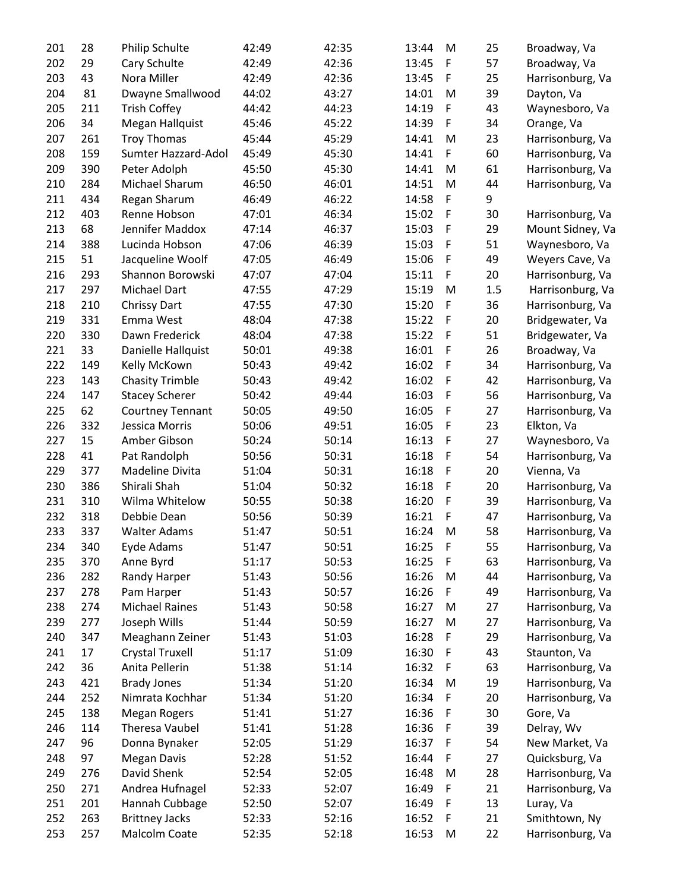| | | | | | | | | |
|---|---|---|---|---|---|---|---|---|
| 201 | 28 | Philip Schulte | 42:49 | 42:35 | 13:44 | M | 25 | Broadway, Va |
| 202 | 29 | Cary Schulte | 42:49 | 42:36 | 13:45 | F | 57 | Broadway, Va |
| 203 | 43 | Nora Miller | 42:49 | 42:36 | 13:45 | F | 25 | Harrisonburg, Va |
| 204 | 81 | Dwayne Smallwood | 44:02 | 43:27 | 14:01 | M | 39 | Dayton, Va |
| 205 | 211 | Trish Coffey | 44:42 | 44:23 | 14:19 | F | 43 | Waynesboro, Va |
| 206 | 34 | Megan Hallquist | 45:46 | 45:22 | 14:39 | F | 34 | Orange, Va |
| 207 | 261 | Troy Thomas | 45:44 | 45:29 | 14:41 | M | 23 | Harrisonburg, Va |
| 208 | 159 | Sumter Hazzard-Adol | 45:49 | 45:30 | 14:41 | F | 60 | Harrisonburg, Va |
| 209 | 390 | Peter Adolph | 45:50 | 45:30 | 14:41 | M | 61 | Harrisonburg, Va |
| 210 | 284 | Michael Sharum | 46:50 | 46:01 | 14:51 | M | 44 | Harrisonburg, Va |
| 211 | 434 | Regan Sharum | 46:49 | 46:22 | 14:58 | F | 9 | |
| 212 | 403 | Renne Hobson | 47:01 | 46:34 | 15:02 | F | 30 | Harrisonburg, Va |
| 213 | 68 | Jennifer Maddox | 47:14 | 46:37 | 15:03 | F | 29 | Mount Sidney, Va |
| 214 | 388 | Lucinda Hobson | 47:06 | 46:39 | 15:03 | F | 51 | Waynesboro, Va |
| 215 | 51 | Jacqueline Woolf | 47:05 | 46:49 | 15:06 | F | 49 | Weyers Cave, Va |
| 216 | 293 | Shannon Borowski | 47:07 | 47:04 | 15:11 | F | 20 | Harrisonburg, Va |
| 217 | 297 | Michael Dart | 47:55 | 47:29 | 15:19 | M | 1.5 | Harrisonburg, Va |
| 218 | 210 | Chrissy Dart | 47:55 | 47:30 | 15:20 | F | 36 | Harrisonburg, Va |
| 219 | 331 | Emma West | 48:04 | 47:38 | 15:22 | F | 20 | Bridgewater, Va |
| 220 | 330 | Dawn Frederick | 48:04 | 47:38 | 15:22 | F | 51 | Bridgewater, Va |
| 221 | 33 | Danielle Hallquist | 50:01 | 49:38 | 16:01 | F | 26 | Broadway, Va |
| 222 | 149 | Kelly McKown | 50:43 | 49:42 | 16:02 | F | 34 | Harrisonburg, Va |
| 223 | 143 | Chasity Trimble | 50:43 | 49:42 | 16:02 | F | 42 | Harrisonburg, Va |
| 224 | 147 | Stacey Scherer | 50:42 | 49:44 | 16:03 | F | 56 | Harrisonburg, Va |
| 225 | 62 | Courtney Tennant | 50:05 | 49:50 | 16:05 | F | 27 | Harrisonburg, Va |
| 226 | 332 | Jessica Morris | 50:06 | 49:51 | 16:05 | F | 23 | Elkton, Va |
| 227 | 15 | Amber Gibson | 50:24 | 50:14 | 16:13 | F | 27 | Waynesboro, Va |
| 228 | 41 | Pat Randolph | 50:56 | 50:31 | 16:18 | F | 54 | Harrisonburg, Va |
| 229 | 377 | Madeline Divita | 51:04 | 50:31 | 16:18 | F | 20 | Vienna, Va |
| 230 | 386 | Shirali Shah | 51:04 | 50:32 | 16:18 | F | 20 | Harrisonburg, Va |
| 231 | 310 | Wilma Whitelow | 50:55 | 50:38 | 16:20 | F | 39 | Harrisonburg, Va |
| 232 | 318 | Debbie Dean | 50:56 | 50:39 | 16:21 | F | 47 | Harrisonburg, Va |
| 233 | 337 | Walter Adams | 51:47 | 50:51 | 16:24 | M | 58 | Harrisonburg, Va |
| 234 | 340 | Eyde Adams | 51:47 | 50:51 | 16:25 | F | 55 | Harrisonburg, Va |
| 235 | 370 | Anne Byrd | 51:17 | 50:53 | 16:25 | F | 63 | Harrisonburg, Va |
| 236 | 282 | Randy Harper | 51:43 | 50:56 | 16:26 | M | 44 | Harrisonburg, Va |
| 237 | 278 | Pam Harper | 51:43 | 50:57 | 16:26 | F | 49 | Harrisonburg, Va |
| 238 | 274 | Michael Raines | 51:43 | 50:58 | 16:27 | M | 27 | Harrisonburg, Va |
| 239 | 277 | Joseph Wills | 51:44 | 50:59 | 16:27 | M | 27 | Harrisonburg, Va |
| 240 | 347 | Meaghann Zeiner | 51:43 | 51:03 | 16:28 | F | 29 | Harrisonburg, Va |
| 241 | 17 | Crystal Truxell | 51:17 | 51:09 | 16:30 | F | 43 | Staunton, Va |
| 242 | 36 | Anita Pellerin | 51:38 | 51:14 | 16:32 | F | 63 | Harrisonburg, Va |
| 243 | 421 | Brady Jones | 51:34 | 51:20 | 16:34 | M | 19 | Harrisonburg, Va |
| 244 | 252 | Nimrata Kochhar | 51:34 | 51:20 | 16:34 | F | 20 | Harrisonburg, Va |
| 245 | 138 | Megan Rogers | 51:41 | 51:27 | 16:36 | F | 30 | Gore, Va |
| 246 | 114 | Theresa Vaubel | 51:41 | 51:28 | 16:36 | F | 39 | Delray, Wv |
| 247 | 96 | Donna Bynaker | 52:05 | 51:29 | 16:37 | F | 54 | New Market, Va |
| 248 | 97 | Megan Davis | 52:28 | 51:52 | 16:44 | F | 27 | Quicksburg, Va |
| 249 | 276 | David Shenk | 52:54 | 52:05 | 16:48 | M | 28 | Harrisonburg, Va |
| 250 | 271 | Andrea Hufnagel | 52:33 | 52:07 | 16:49 | F | 21 | Harrisonburg, Va |
| 251 | 201 | Hannah Cubbage | 52:50 | 52:07 | 16:49 | F | 13 | Luray, Va |
| 252 | 263 | Brittney Jacks | 52:33 | 52:16 | 16:52 | F | 21 | Smithtown, Ny |
| 253 | 257 | Malcolm Coate | 52:35 | 52:18 | 16:53 | M | 22 | Harrisonburg, Va |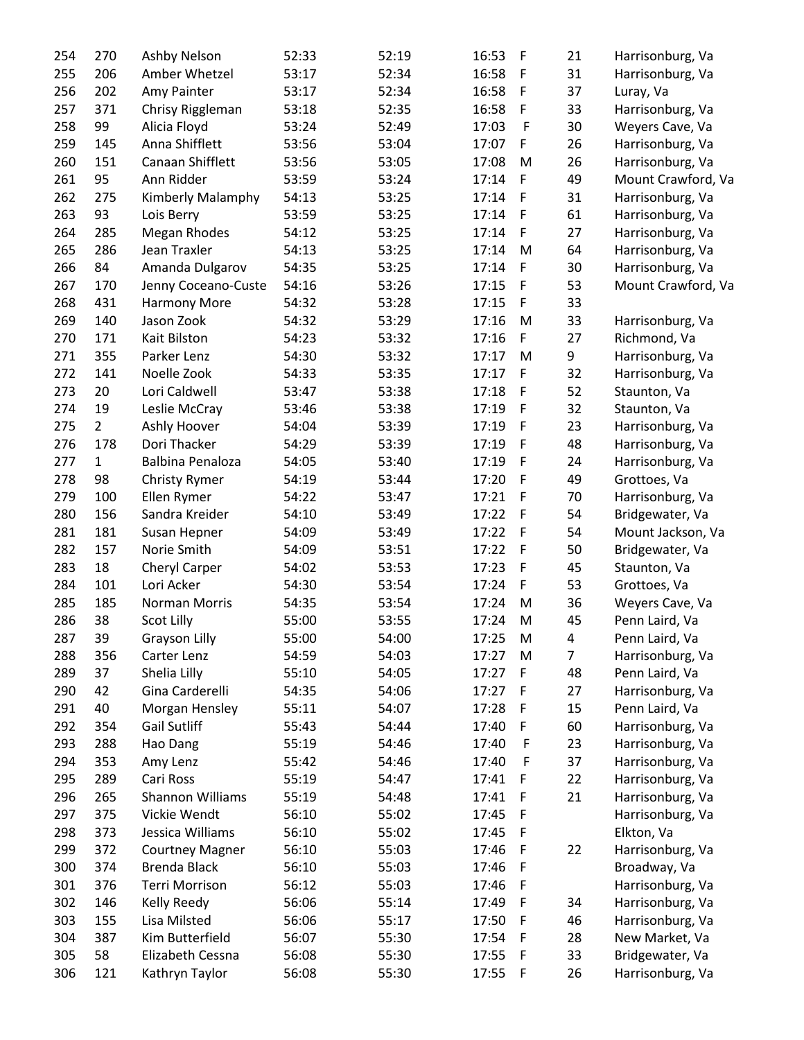| | | | | | | | | |
|---|---|---|---|---|---|---|---|---|
| 254 | 270 | Ashby Nelson | 52:33 | 52:19 | 16:53 | F | 21 | Harrisonburg, Va |
| 255 | 206 | Amber Whetzel | 53:17 | 52:34 | 16:58 | F | 31 | Harrisonburg, Va |
| 256 | 202 | Amy Painter | 53:17 | 52:34 | 16:58 | F | 37 | Luray, Va |
| 257 | 371 | Chrisy Riggleman | 53:18 | 52:35 | 16:58 | F | 33 | Harrisonburg, Va |
| 258 | 99 | Alicia Floyd | 53:24 | 52:49 | 17:03 | F | 30 | Weyers Cave, Va |
| 259 | 145 | Anna Shifflett | 53:56 | 53:04 | 17:07 | F | 26 | Harrisonburg, Va |
| 260 | 151 | Canaan Shifflett | 53:56 | 53:05 | 17:08 | M | 26 | Harrisonburg, Va |
| 261 | 95 | Ann Ridder | 53:59 | 53:24 | 17:14 | F | 49 | Mount Crawford, Va |
| 262 | 275 | Kimberly Malamphy | 54:13 | 53:25 | 17:14 | F | 31 | Harrisonburg, Va |
| 263 | 93 | Lois Berry | 53:59 | 53:25 | 17:14 | F | 61 | Harrisonburg, Va |
| 264 | 285 | Megan Rhodes | 54:12 | 53:25 | 17:14 | F | 27 | Harrisonburg, Va |
| 265 | 286 | Jean Traxler | 54:13 | 53:25 | 17:14 | M | 64 | Harrisonburg, Va |
| 266 | 84 | Amanda Dulgarov | 54:35 | 53:25 | 17:14 | F | 30 | Harrisonburg, Va |
| 267 | 170 | Jenny Coceano-Custe | 54:16 | 53:26 | 17:15 | F | 53 | Mount Crawford, Va |
| 268 | 431 | Harmony More | 54:32 | 53:28 | 17:15 | F | 33 | |
| 269 | 140 | Jason Zook | 54:32 | 53:29 | 17:16 | M | 33 | Harrisonburg, Va |
| 270 | 171 | Kait Bilston | 54:23 | 53:32 | 17:16 | F | 27 | Richmond, Va |
| 271 | 355 | Parker Lenz | 54:30 | 53:32 | 17:17 | M | 9 | Harrisonburg, Va |
| 272 | 141 | Noelle Zook | 54:33 | 53:35 | 17:17 | F | 32 | Harrisonburg, Va |
| 273 | 20 | Lori Caldwell | 53:47 | 53:38 | 17:18 | F | 52 | Staunton, Va |
| 274 | 19 | Leslie McCray | 53:46 | 53:38 | 17:19 | F | 32 | Staunton, Va |
| 275 | 2 | Ashly Hoover | 54:04 | 53:39 | 17:19 | F | 23 | Harrisonburg, Va |
| 276 | 178 | Dori Thacker | 54:29 | 53:39 | 17:19 | F | 48 | Harrisonburg, Va |
| 277 | 1 | Balbina Penaloza | 54:05 | 53:40 | 17:19 | F | 24 | Harrisonburg, Va |
| 278 | 98 | Christy Rymer | 54:19 | 53:44 | 17:20 | F | 49 | Grottoes, Va |
| 279 | 100 | Ellen Rymer | 54:22 | 53:47 | 17:21 | F | 70 | Harrisonburg, Va |
| 280 | 156 | Sandra Kreider | 54:10 | 53:49 | 17:22 | F | 54 | Bridgewater, Va |
| 281 | 181 | Susan Hepner | 54:09 | 53:49 | 17:22 | F | 54 | Mount Jackson, Va |
| 282 | 157 | Norie Smith | 54:09 | 53:51 | 17:22 | F | 50 | Bridgewater, Va |
| 283 | 18 | Cheryl Carper | 54:02 | 53:53 | 17:23 | F | 45 | Staunton, Va |
| 284 | 101 | Lori Acker | 54:30 | 53:54 | 17:24 | F | 53 | Grottoes, Va |
| 285 | 185 | Norman Morris | 54:35 | 53:54 | 17:24 | M | 36 | Weyers Cave, Va |
| 286 | 38 | Scot Lilly | 55:00 | 53:55 | 17:24 | M | 45 | Penn Laird, Va |
| 287 | 39 | Grayson Lilly | 55:00 | 54:00 | 17:25 | M | 4 | Penn Laird, Va |
| 288 | 356 | Carter Lenz | 54:59 | 54:03 | 17:27 | M | 7 | Harrisonburg, Va |
| 289 | 37 | Shelia Lilly | 55:10 | 54:05 | 17:27 | F | 48 | Penn Laird, Va |
| 290 | 42 | Gina Carderelli | 54:35 | 54:06 | 17:27 | F | 27 | Harrisonburg, Va |
| 291 | 40 | Morgan Hensley | 55:11 | 54:07 | 17:28 | F | 15 | Penn Laird, Va |
| 292 | 354 | Gail Sutliff | 55:43 | 54:44 | 17:40 | F | 60 | Harrisonburg, Va |
| 293 | 288 | Hao Dang | 55:19 | 54:46 | 17:40 | F | 23 | Harrisonburg, Va |
| 294 | 353 | Amy Lenz | 55:42 | 54:46 | 17:40 | F | 37 | Harrisonburg, Va |
| 295 | 289 | Cari Ross | 55:19 | 54:47 | 17:41 | F | 22 | Harrisonburg, Va |
| 296 | 265 | Shannon Williams | 55:19 | 54:48 | 17:41 | F | 21 | Harrisonburg, Va |
| 297 | 375 | Vickie Wendt | 56:10 | 55:02 | 17:45 | F | | Harrisonburg, Va |
| 298 | 373 | Jessica Williams | 56:10 | 55:02 | 17:45 | F | | Elkton, Va |
| 299 | 372 | Courtney Magner | 56:10 | 55:03 | 17:46 | F | 22 | Harrisonburg, Va |
| 300 | 374 | Brenda Black | 56:10 | 55:03 | 17:46 | F | | Broadway, Va |
| 301 | 376 | Terri Morrison | 56:12 | 55:03 | 17:46 | F | | Harrisonburg, Va |
| 302 | 146 | Kelly Reedy | 56:06 | 55:14 | 17:49 | F | 34 | Harrisonburg, Va |
| 303 | 155 | Lisa Milsted | 56:06 | 55:17 | 17:50 | F | 46 | Harrisonburg, Va |
| 304 | 387 | Kim Butterfield | 56:07 | 55:30 | 17:54 | F | 28 | New Market, Va |
| 305 | 58 | Elizabeth Cessna | 56:08 | 55:30 | 17:55 | F | 33 | Bridgewater, Va |
| 306 | 121 | Kathryn Taylor | 56:08 | 55:30 | 17:55 | F | 26 | Harrisonburg, Va |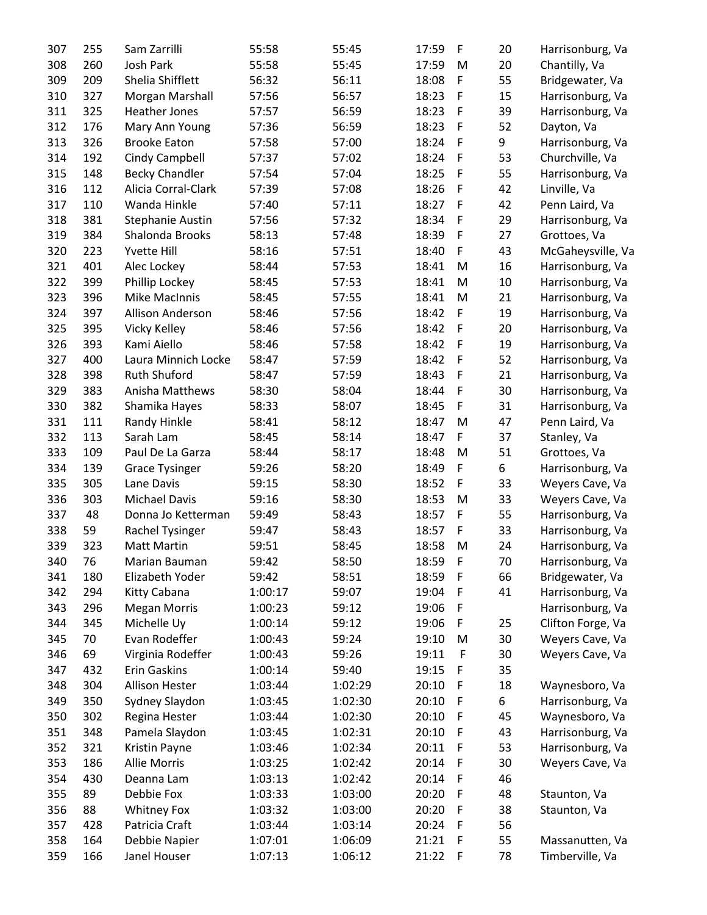| | | | | | | | | |
|---|---|---|---|---|---|---|---|---|
| 307 | 255 | Sam Zarrilli | 55:58 | 55:45 | 17:59 | F | 20 | Harrisonburg, Va |
| 308 | 260 | Josh Park | 55:58 | 55:45 | 17:59 | M | 20 | Chantilly, Va |
| 309 | 209 | Shelia Shifflett | 56:32 | 56:11 | 18:08 | F | 55 | Bridgewater, Va |
| 310 | 327 | Morgan Marshall | 57:56 | 56:57 | 18:23 | F | 15 | Harrisonburg, Va |
| 311 | 325 | Heather Jones | 57:57 | 56:59 | 18:23 | F | 39 | Harrisonburg, Va |
| 312 | 176 | Mary Ann Young | 57:36 | 56:59 | 18:23 | F | 52 | Dayton, Va |
| 313 | 326 | Brooke Eaton | 57:58 | 57:00 | 18:24 | F | 9 | Harrisonburg, Va |
| 314 | 192 | Cindy Campbell | 57:37 | 57:02 | 18:24 | F | 53 | Churchville, Va |
| 315 | 148 | Becky Chandler | 57:54 | 57:04 | 18:25 | F | 55 | Harrisonburg, Va |
| 316 | 112 | Alicia Corral-Clark | 57:39 | 57:08 | 18:26 | F | 42 | Linville, Va |
| 317 | 110 | Wanda Hinkle | 57:40 | 57:11 | 18:27 | F | 42 | Penn Laird, Va |
| 318 | 381 | Stephanie Austin | 57:56 | 57:32 | 18:34 | F | 29 | Harrisonburg, Va |
| 319 | 384 | Shalonda Brooks | 58:13 | 57:48 | 18:39 | F | 27 | Grottoes, Va |
| 320 | 223 | Yvette Hill | 58:16 | 57:51 | 18:40 | F | 43 | McGaheysville, Va |
| 321 | 401 | Alec Lockey | 58:44 | 57:53 | 18:41 | M | 16 | Harrisonburg, Va |
| 322 | 399 | Phillip Lockey | 58:45 | 57:53 | 18:41 | M | 10 | Harrisonburg, Va |
| 323 | 396 | Mike MacInnis | 58:45 | 57:55 | 18:41 | M | 21 | Harrisonburg, Va |
| 324 | 397 | Allison Anderson | 58:46 | 57:56 | 18:42 | F | 19 | Harrisonburg, Va |
| 325 | 395 | Vicky Kelley | 58:46 | 57:56 | 18:42 | F | 20 | Harrisonburg, Va |
| 326 | 393 | Kami Aiello | 58:46 | 57:58 | 18:42 | F | 19 | Harrisonburg, Va |
| 327 | 400 | Laura Minnich Locke | 58:47 | 57:59 | 18:42 | F | 52 | Harrisonburg, Va |
| 328 | 398 | Ruth Shuford | 58:47 | 57:59 | 18:43 | F | 21 | Harrisonburg, Va |
| 329 | 383 | Anisha Matthews | 58:30 | 58:04 | 18:44 | F | 30 | Harrisonburg, Va |
| 330 | 382 | Shamika Hayes | 58:33 | 58:07 | 18:45 | F | 31 | Harrisonburg, Va |
| 331 | 111 | Randy Hinkle | 58:41 | 58:12 | 18:47 | M | 47 | Penn Laird, Va |
| 332 | 113 | Sarah Lam | 58:45 | 58:14 | 18:47 | F | 37 | Stanley, Va |
| 333 | 109 | Paul De La Garza | 58:44 | 58:17 | 18:48 | M | 51 | Grottoes, Va |
| 334 | 139 | Grace Tysinger | 59:26 | 58:20 | 18:49 | F | 6 | Harrisonburg, Va |
| 335 | 305 | Lane Davis | 59:15 | 58:30 | 18:52 | F | 33 | Weyers Cave, Va |
| 336 | 303 | Michael Davis | 59:16 | 58:30 | 18:53 | M | 33 | Weyers Cave, Va |
| 337 | 48 | Donna Jo Ketterman | 59:49 | 58:43 | 18:57 | F | 55 | Harrisonburg, Va |
| 338 | 59 | Rachel Tysinger | 59:47 | 58:43 | 18:57 | F | 33 | Harrisonburg, Va |
| 339 | 323 | Matt Martin | 59:51 | 58:45 | 18:58 | M | 24 | Harrisonburg, Va |
| 340 | 76 | Marian Bauman | 59:42 | 58:50 | 18:59 | F | 70 | Harrisonburg, Va |
| 341 | 180 | Elizabeth Yoder | 59:42 | 58:51 | 18:59 | F | 66 | Bridgewater, Va |
| 342 | 294 | Kitty Cabana | 1:00:17 | 59:07 | 19:04 | F | 41 | Harrisonburg, Va |
| 343 | 296 | Megan Morris | 1:00:23 | 59:12 | 19:06 | F | | Harrisonburg, Va |
| 344 | 345 | Michelle Uy | 1:00:14 | 59:12 | 19:06 | F | 25 | Clifton Forge, Va |
| 345 | 70 | Evan Rodeffer | 1:00:43 | 59:24 | 19:10 | M | 30 | Weyers Cave, Va |
| 346 | 69 | Virginia Rodeffer | 1:00:43 | 59:26 | 19:11 | F | 30 | Weyers Cave, Va |
| 347 | 432 | Erin Gaskins | 1:00:14 | 59:40 | 19:15 | F | 35 | |
| 348 | 304 | Allison Hester | 1:03:44 | 1:02:29 | 20:10 | F | 18 | Waynesboro, Va |
| 349 | 350 | Sydney Slaydon | 1:03:45 | 1:02:30 | 20:10 | F | 6 | Harrisonburg, Va |
| 350 | 302 | Regina Hester | 1:03:44 | 1:02:30 | 20:10 | F | 45 | Waynesboro, Va |
| 351 | 348 | Pamela Slaydon | 1:03:45 | 1:02:31 | 20:10 | F | 43 | Harrisonburg, Va |
| 352 | 321 | Kristin Payne | 1:03:46 | 1:02:34 | 20:11 | F | 53 | Harrisonburg, Va |
| 353 | 186 | Allie Morris | 1:03:25 | 1:02:42 | 20:14 | F | 30 | Weyers Cave, Va |
| 354 | 430 | Deanna Lam | 1:03:13 | 1:02:42 | 20:14 | F | 46 | |
| 355 | 89 | Debbie Fox | 1:03:33 | 1:03:00 | 20:20 | F | 48 | Staunton, Va |
| 356 | 88 | Whitney Fox | 1:03:32 | 1:03:00 | 20:20 | F | 38 | Staunton, Va |
| 357 | 428 | Patricia Craft | 1:03:44 | 1:03:14 | 20:24 | F | 56 | |
| 358 | 164 | Debbie Napier | 1:07:01 | 1:06:09 | 21:21 | F | 55 | Massanutten, Va |
| 359 | 166 | Janel Houser | 1:07:13 | 1:06:12 | 21:22 | F | 78 | Timberville, Va |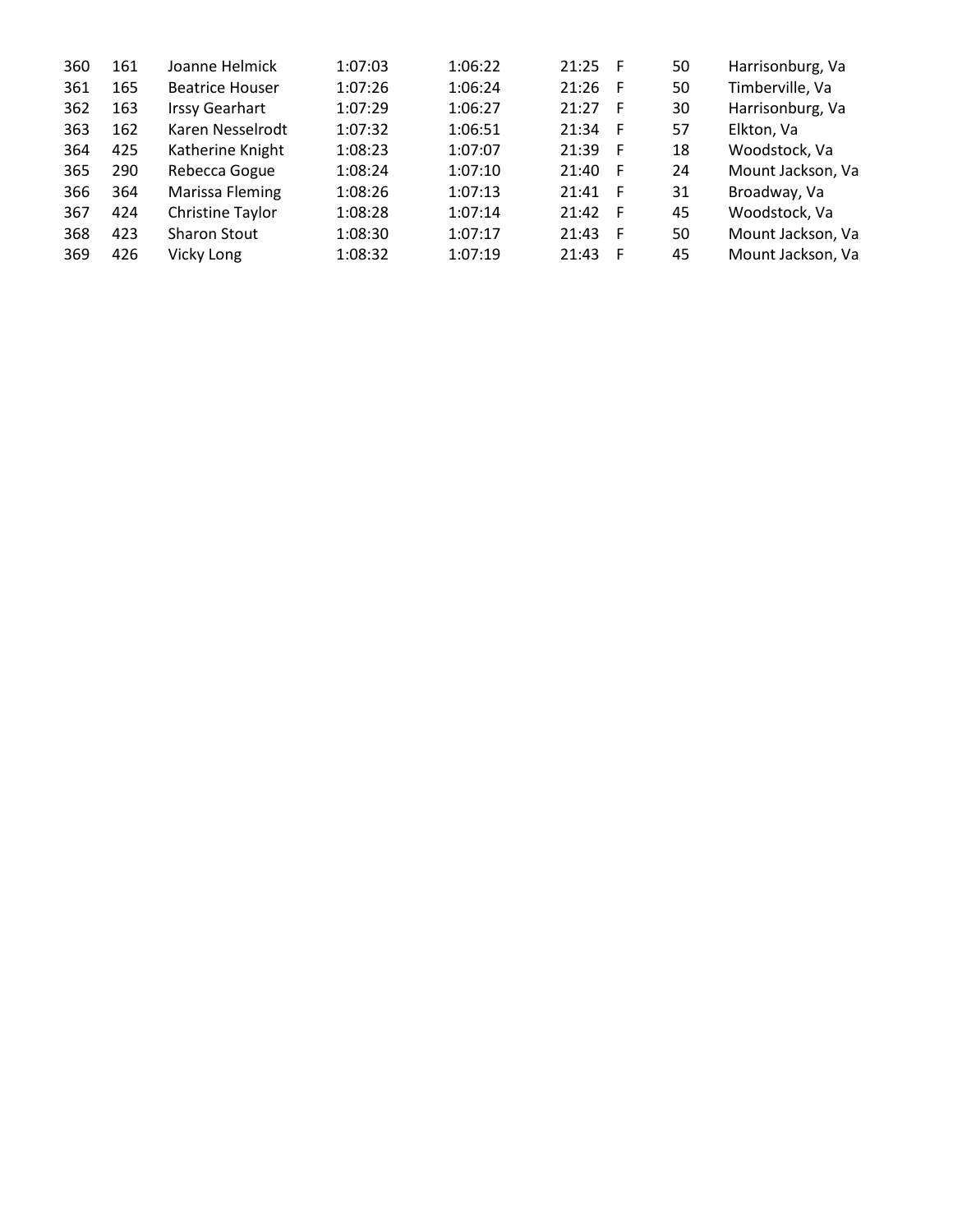| | | | | | | | | |
|---|---|---|---|---|---|---|---|---|
| 360 | 161 | Joanne Helmick | 1:07:03 | 1:06:22 | 21:25 | F | 50 | Harrisonburg, Va |
| 361 | 165 | Beatrice Houser | 1:07:26 | 1:06:24 | 21:26 | F | 50 | Timberville, Va |
| 362 | 163 | Irssy Gearhart | 1:07:29 | 1:06:27 | 21:27 | F | 30 | Harrisonburg, Va |
| 363 | 162 | Karen Nesselrodt | 1:07:32 | 1:06:51 | 21:34 | F | 57 | Elkton, Va |
| 364 | 425 | Katherine Knight | 1:08:23 | 1:07:07 | 21:39 | F | 18 | Woodstock, Va |
| 365 | 290 | Rebecca Gogue | 1:08:24 | 1:07:10 | 21:40 | F | 24 | Mount Jackson, Va |
| 366 | 364 | Marissa Fleming | 1:08:26 | 1:07:13 | 21:41 | F | 31 | Broadway, Va |
| 367 | 424 | Christine Taylor | 1:08:28 | 1:07:14 | 21:42 | F | 45 | Woodstock, Va |
| 368 | 423 | Sharon Stout | 1:08:30 | 1:07:17 | 21:43 | F | 50 | Mount Jackson, Va |
| 369 | 426 | Vicky Long | 1:08:32 | 1:07:19 | 21:43 | F | 45 | Mount Jackson, Va |